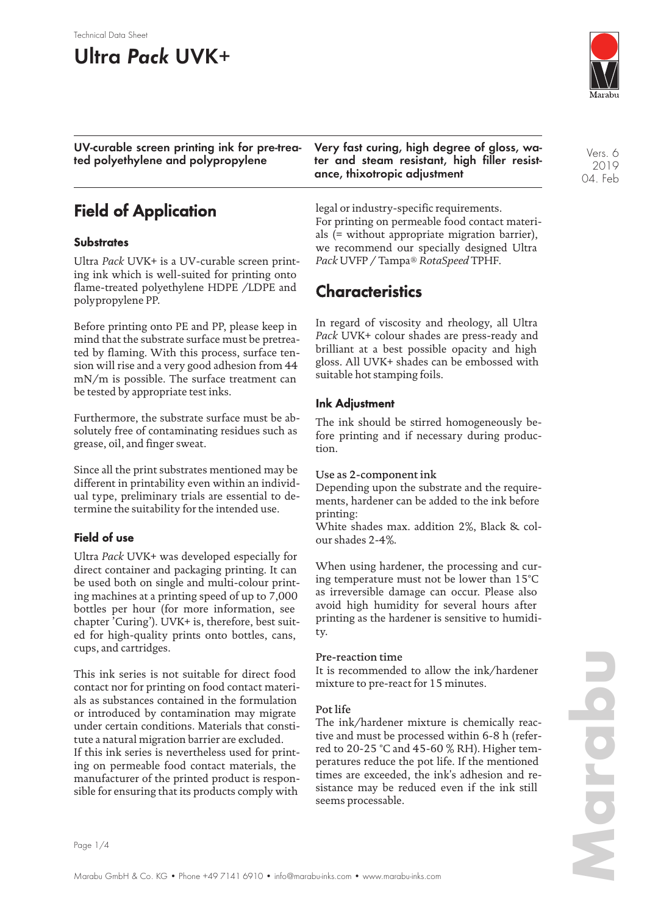Technical Data Sheet

# Ultra *Pack* UVK+

**UV-curable screen printing ink for pre-treated polyethylene and polypropylene**

**Very fast curing, high degree of gloss, water and steam resistant, high filler resistance, thixotropic adjustment**

Vers. 6
2019
04. Feb

## Field of Application

### Substrates

Ultra *Pack* UVK+ is a UV-curable screen printing ink which is well-suited for printing onto flame-treated polyethylene HDPE /LDPE and polypropylene PP.

Before printing onto PE and PP, please keep in mind that the substrate surface must be pretreated by flaming. With this process, surface tension will rise and a very good adhesion from 44 mN/m is possible. The surface treatment can be tested by appropriate test inks.

Furthermore, the substrate surface must be absolutely free of contaminating residues such as grease, oil, and finger sweat.

Since all the print substrates mentioned may be different in printability even within an individual type, preliminary trials are essential to determine the suitability for the intended use.

### Field of use

Ultra *Pack* UVK+ was developed especially for direct container and packaging printing. It can be used both on single and multi-colour printing machines at a printing speed of up to 7,000 bottles per hour (for more information, see chapter 'Curing'). UVK+ is, therefore, best suited for high-quality prints onto bottles, cans, cups, and cartridges.

This ink series is not suitable for direct food contact nor for printing on food contact materials as substances contained in the formulation or introduced by contamination may migrate under certain conditions. Materials that constitute a natural migration barrier are excluded.
If this ink series is nevertheless used for printing on permeable food contact materials, the manufacturer of the printed product is responsible for ensuring that its products comply with legal or industry-specific requirements.
For printing on permeable food contact materials (= without appropriate migration barrier), we recommend our specially designed Ultra *Pack* UVFP / Tampa® *RotaSpeed* TPHF.

## Characteristics

In regard of viscosity and rheology, all Ultra *Pack* UVK+ colour shades are press-ready and brilliant at a best possible opacity and high gloss. All UVK+ shades can be embossed with suitable hot stamping foils.

### Ink Adjustment

The ink should be stirred homogeneously before printing and if necessary during production.

**Use as 2-component ink**
Depending upon the substrate and the requirements, hardener can be added to the ink before printing:
White shades max. addition 2%, Black & colour shades 2-4%.

When using hardener, the processing and curing temperature must not be lower than 15°C as irreversible damage can occur. Please also avoid high humidity for several hours after printing as the hardener is sensitive to humidity.

**Pre-reaction time**
It is recommended to allow the ink/hardener mixture to pre-react for 15 minutes.

**Pot life**
The ink/hardener mixture is chemically reactive and must be processed within 6-8 h (referred to 20-25 °C and 45-60 % RH). Higher temperatures reduce the pot life. If the mentioned times are exceeded, the ink's adhesion and resistance may be reduced even if the ink still seems processable.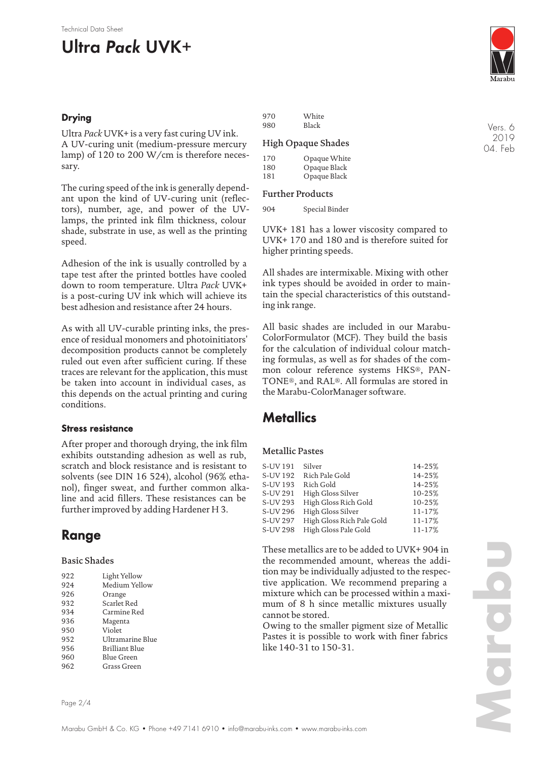### Drying

Ultra *Pack* UVK+ is a very fast curing UV ink. A UV-curing unit (medium-pressure mercury lamp) of 120 to 200 W/cm is therefore necessary.

The curing speed of the ink is generally dependant upon the kind of UV-curing unit (reflectors), number, age, and power of the UV-lamps, the printed ink film thickness, colour shade, substrate in use, as well as the printing speed.

Adhesion of the ink is usually controlled by a tape test after the printed bottles have cooled down to room temperature. Ultra *Pack* UVK+ is a post-curing UV ink which will achieve its best adhesion and resistance after 24 hours.

As with all UV-curable printing inks, the presence of residual monomers and photoinitiators' decomposition products cannot be completely ruled out even after sufficient curing. If these traces are relevant for the application, this must be taken into account in individual cases, as this depends on the actual printing and curing conditions.

### Stress resistance

After proper and thorough drying, the ink film exhibits outstanding adhesion as well as rub, scratch and block resistance and is resistant to solvents (see DIN 16 524), alcohol (96% ethanol), finger sweat, and further common alkaline and acid fillers. These resistances can be further improved by adding Hardener H 3.

## Range

### Basic Shades

| | |
|---|---|
| 922 | Light Yellow |
| 924 | Medium Yellow |
| 926 | Orange |
| 932 | Scarlet Red |
| 934 | Carmine Red |
| 936 | Magenta |
| 950 | Violet |
| 952 | Ultramarine Blue |
| 956 | Brilliant Blue |
| 960 | Blue Green |
| 962 | Grass Green |
| 970 | White |
| 980 | Black |

### High Opaque Shades

| | |
|---|---|
| 170 | Opaque White |
| 180 | Opaque Black |
| 181 | Opaque Black |

### Further Products

| | |
|---|---|
| 904 | Special Binder |

UVK+ 181 has a lower viscosity compared to UVK+ 170 and 180 and is therefore suited for higher printing speeds.

All shades are intermixable. Mixing with other ink types should be avoided in order to maintain the special characteristics of this outstanding ink range.

All basic shades are included in our Marabu-ColorFormulator (MCF). They build the basis for the calculation of individual colour matching formulas, as well as for shades of the common colour reference systems HKS®, PANTONE®, and RAL®. All formulas are stored in the Marabu-ColorManager software.

## Metallics

### Metallic Pastes

| | | |
|---|---|---|
| S-UV 191 | Silver | 14-25% |
| S-UV 192 | Rich Pale Gold | 14-25% |
| S-UV 193 | Rich Gold | 14-25% |
| S-UV 291 | High Gloss Silver | 10-25% |
| S-UV 293 | High Gloss Rich Gold | 10-25% |
| S-UV 296 | High Gloss Silver | 11-17% |
| S-UV 297 | High Gloss Rich Pale Gold | 11-17% |
| S-UV 298 | High Gloss Pale Gold | 11-17% |

These metallics are to be added to UVK+ 904 in the recommended amount, whereas the addition may be individually adjusted to the respective application. We recommend preparing a mixture which can be processed within a maximum of 8 h since metallic mixtures usually cannot be stored.

Owing to the smaller pigment size of Metallic Pastes it is possible to work with finer fabrics like 140-31 to 150-31.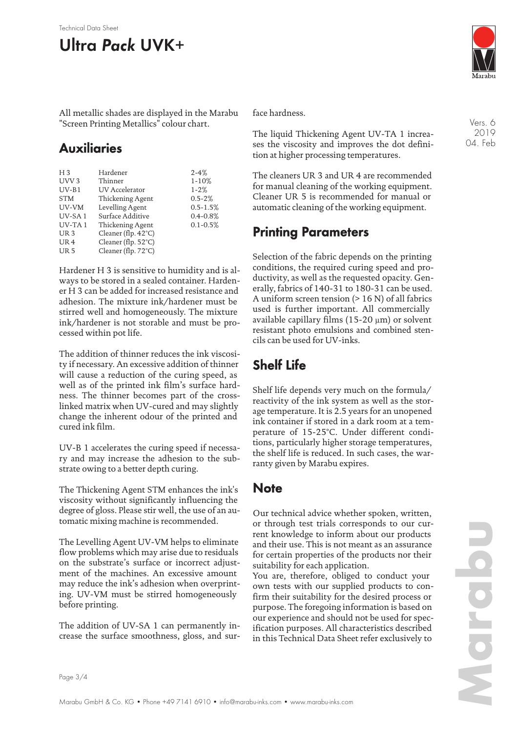All metallic shades are displayed in the Marabu "Screen Printing Metallics" colour chart.

## Auxiliaries

| | | |
|---|---|---|
| H 3 | Hardener | 2-4% |
| UVV 3 | Thinner | 1-10% |
| UV-B1 | UV Accelerator | 1-2% |
| STM | Thickening Agent | 0.5-2% |
| UV-VM | Levelling Agent | 0.5-1.5% |
| UV-SA 1 | Surface Additive | 0.4-0.8% |
| UV-TA 1 | Thickening Agent | 0.1-0.5% |
| UR 3 | Cleaner (flp. 42°C) | |
| UR 4 | Cleaner (flp. 52°C) | |
| UR 5 | Cleaner (flp. 72°C) | |

Hardener H 3 is sensitive to humidity and is always to be stored in a sealed container. Hardener H 3 can be added for increased resistance and adhesion. The mixture ink/hardener must be stirred well and homogeneously. The mixture ink/hardener is not storable and must be processed within pot life.

The addition of thinner reduces the ink viscosity if necessary. An excessive addition of thinner will cause a reduction of the curing speed, as well as of the printed ink film's surface hardness. The thinner becomes part of the cross-linked matrix when UV-cured and may slightly change the inherent odour of the printed and cured ink film.

UV-B 1 accelerates the curing speed if necessary and may increase the adhesion to the substrate owing to a better depth curing.

The Thickening Agent STM enhances the ink's viscosity without significantly influencing the degree of gloss. Please stir well, the use of an automatic mixing machine is recommended.

The Levelling Agent UV-VM helps to eliminate flow problems which may arise due to residuals on the substrate's surface or incorrect adjustment of the machines. An excessive amount may reduce the ink's adhesion when overprinting. UV-VM must be stirred homogeneously before printing.

The addition of UV-SA 1 can permanently increase the surface smoothness, gloss, and surface hardness.

The liquid Thickening Agent UV-TA 1 increases the viscosity and improves the dot definition at higher processing temperatures.

The cleaners UR 3 and UR 4 are recommended for manual cleaning of the working equipment. Cleaner UR 5 is recommended for manual or automatic cleaning of the working equipment.

## Printing Parameters

Selection of the fabric depends on the printing conditions, the required curing speed and productivity, as well as the requested opacity. Generally, fabrics of 140-31 to 180-31 can be used. A uniform screen tension (> 16 N) of all fabrics used is further important. All commercially available capillary films (15-20 µm) or solvent resistant photo emulsions and combined stencils can be used for UV-inks.

## Shelf Life

Shelf life depends very much on the formula/reactivity of the ink system as well as the storage temperature. It is 2.5 years for an unopened ink container if stored in a dark room at a temperature of 15-25°C. Under different conditions, particularly higher storage temperatures, the shelf life is reduced. In such cases, the warranty given by Marabu expires.

## Note

Our technical advice whether spoken, written, or through test trials corresponds to our current knowledge to inform about our products and their use. This is not meant as an assurance for certain properties of the products nor their suitability for each application.
You are, therefore, obliged to conduct your own tests with our supplied products to confirm their suitability for the desired process or purpose. The foregoing information is based on our experience and should not be used for specification purposes. All characteristics described in this Technical Data Sheet refer exclusively to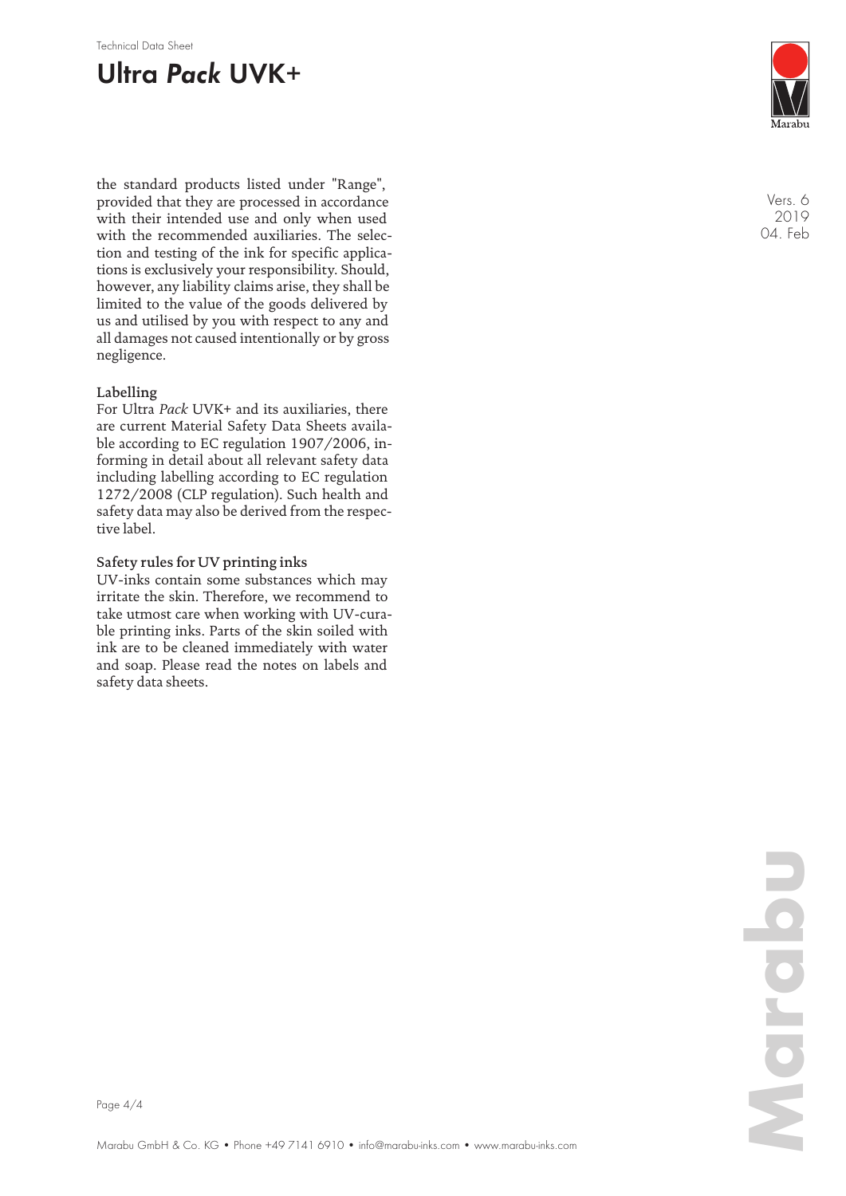the standard products listed under "Range", provided that they are processed in accordance with their intended use and only when used with the recommended auxiliaries. The selection and testing of the ink for specific applications is exclusively your responsibility. Should, however, any liability claims arise, they shall be limited to the value of the goods delivered by us and utilised by you with respect to any and all damages not caused intentionally or by gross negligence.

Vers. 6
2019
04. Feb

### Labelling

For Ultra *Pack* UVK+ and its auxiliaries, there are current Material Safety Data Sheets available according to EC regulation 1907/2006, informing in detail about all relevant safety data including labelling according to EC regulation 1272/2008 (CLP regulation). Such health and safety data may also be derived from the respective label.

### Safety rules for UV printing inks

UV-inks contain some substances which may irritate the skin. Therefore, we recommend to take utmost care when working with UV-curable printing inks. Parts of the skin soiled with ink are to be cleaned immediately with water and soap. Please read the notes on labels and safety data sheets.

Marabu GmbH & Co. KG • Phone +49 7141 6910 • info@marabu-inks.com • www.marabu-inks.com